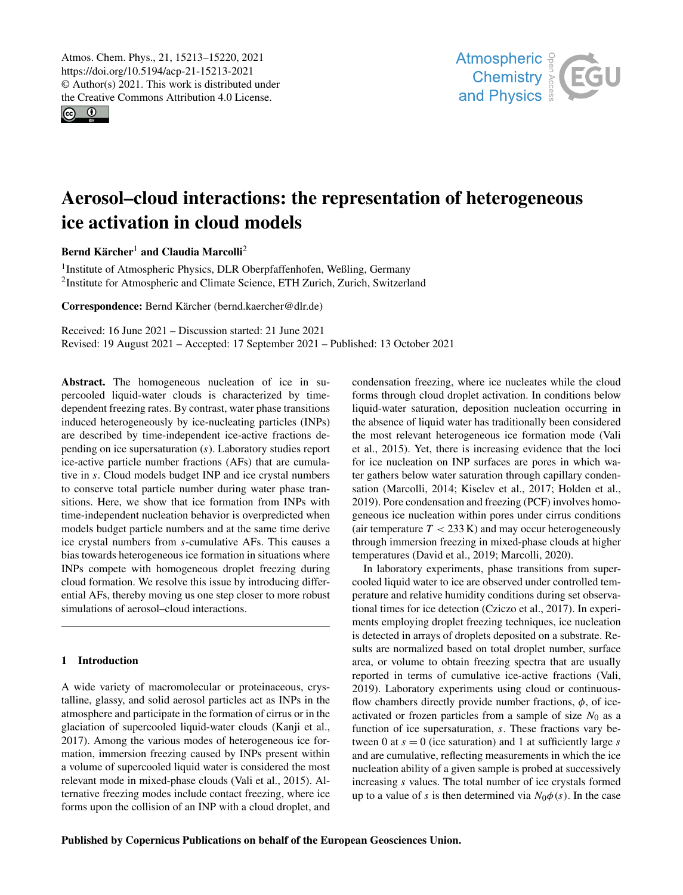# Aerosol–cloud interactions: the representation of heterogeneous ice activation in cloud models

**Bernd Kärcher**[1] **and Claudia Marcolli**[2]

[1]Institute of Atmospheric Physics, DLR Oberpfaffenhofen, Weßling, Germany
[2]Institute for Atmospheric and Climate Science, ETH Zurich, Zurich, Switzerland

**Correspondence:** Bernd Kärcher (bernd.kaercher@dlr.de)

Received: 16 June 2021 – Discussion started: 21 June 2021
Revised: 19 August 2021 – Accepted: 17 September 2021 – Published: 13 October 2021

**Abstract.** The homogeneous nucleation of ice in supercooled liquid-water clouds is characterized by time-dependent freezing rates. By contrast, water phase transitions induced heterogeneously by ice-nucleating particles (INPs) are described by time-independent ice-active fractions depending on ice supersaturation ($s$). Laboratory studies report ice-active particle number fractions (AFs) that are cumulative in $s$. Cloud models budget INP and ice crystal numbers to conserve total particle number during water phase transitions. Here, we show that ice formation from INPs with time-independent nucleation behavior is overpredicted when models budget particle numbers and at the same time derive ice crystal numbers from $s$-cumulative AFs. This causes a bias towards heterogeneous ice formation in situations where INPs compete with homogeneous droplet freezing during cloud formation. We resolve this issue by introducing differential AFs, thereby moving us one step closer to more robust simulations of aerosol–cloud interactions.

## 1 Introduction

A wide variety of macromolecular or proteinaceous, crystalline, glassy, and solid aerosol particles act as INPs in the atmosphere and participate in the formation of cirrus or in the glaciation of supercooled liquid-water clouds (Kanji et al., 2017). Among the various modes of heterogeneous ice formation, immersion freezing caused by INPs present within a volume of supercooled liquid water is considered the most relevant mode in mixed-phase clouds (Vali et al., 2015). Alternative freezing modes include contact freezing, where ice forms upon the collision of an INP with a cloud droplet, and condensation freezing, where ice nucleates while the cloud forms through cloud droplet activation. In conditions below liquid-water saturation, deposition nucleation occurring in the absence of liquid water has traditionally been considered the most relevant heterogeneous ice formation mode (Vali et al., 2015). Yet, there is increasing evidence that the loci for ice nucleation on INP surfaces are pores in which water gathers below water saturation through capillary condensation (Marcolli, 2014; Kiselev et al., 2017; Holden et al., 2019). Pore condensation and freezing (PCF) involves homogeneous ice nucleation within pores under cirrus conditions (air temperature $T < 233$ K) and may occur heterogeneously through immersion freezing in mixed-phase clouds at higher temperatures (David et al., 2019; Marcolli, 2020).

In laboratory experiments, phase transitions from supercooled liquid water to ice are observed under controlled temperature and relative humidity conditions during set observational times for ice detection (Cziczo et al., 2017). In experiments employing droplet freezing techniques, ice nucleation is detected in arrays of droplets deposited on a substrate. Results are normalized based on total droplet number, surface area, or volume to obtain freezing spectra that are usually reported in terms of cumulative ice-active fractions (Vali, 2019). Laboratory experiments using cloud or continuous-flow chambers directly provide number fractions, $\phi$, of ice-activated or frozen particles from a sample of size $N_0$ as a function of ice supersaturation, $s$. These fractions vary between 0 at $s = 0$ (ice saturation) and 1 at sufficiently large $s$ and are cumulative, reflecting measurements in which the ice nucleation ability of a given sample is probed at successively increasing $s$ values. The total number of ice crystals formed up to a value of $s$ is then determined via $N_0\phi(s)$. In the case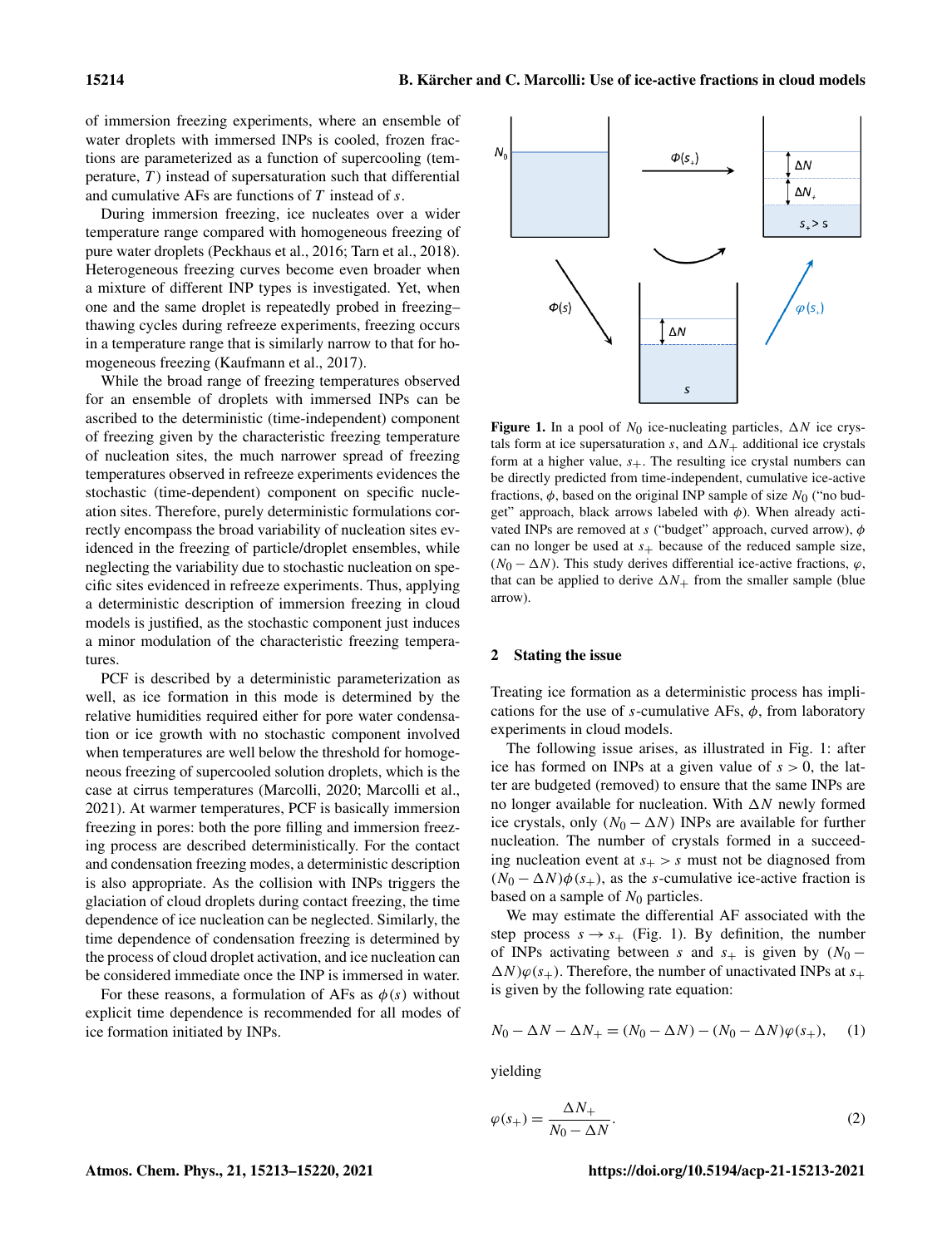of immersion freezing experiments, where an ensemble of water droplets with immersed INPs is cooled, frozen fractions are parameterized as a function of supercooling (temperature, $T$) instead of supersaturation such that differential and cumulative AFs are functions of $T$ instead of $s$.

During immersion freezing, ice nucleates over a wider temperature range compared with homogeneous freezing of pure water droplets (Peckhaus et al., 2016; Tarn et al., 2018). Heterogeneous freezing curves become even broader when a mixture of different INP types is investigated. Yet, when one and the same droplet is repeatedly probed in freezing–thawing cycles during refreeze experiments, freezing occurs in a temperature range that is similarly narrow to that for homogeneous freezing (Kaufmann et al., 2017).

While the broad range of freezing temperatures observed for an ensemble of droplets with immersed INPs can be ascribed to the deterministic (time-independent) component of freezing given by the characteristic freezing temperature of nucleation sites, the much narrower spread of freezing temperatures observed in refreeze experiments evidences the stochastic (time-dependent) component on specific nucleation sites. Therefore, purely deterministic formulations correctly encompass the broad variability of nucleation sites evidenced in the freezing of particle/droplet ensembles, while neglecting the variability due to stochastic nucleation on specific sites evidenced in refreeze experiments. Thus, applying a deterministic description of immersion freezing in cloud models is justified, as the stochastic component just induces a minor modulation of the characteristic freezing temperatures.

PCF is described by a deterministic parameterization as well, as ice formation in this mode is determined by the relative humidities required either for pore water condensation or ice growth with no stochastic component involved when temperatures are well below the threshold for homogeneous freezing of supercooled solution droplets, which is the case at cirrus temperatures (Marcolli, 2020; Marcolli et al., 2021). At warmer temperatures, PCF is basically immersion freezing in pores: both the pore filling and immersion freezing process are described deterministically. For the contact and condensation freezing modes, a deterministic description is also appropriate. As the collision with INPs triggers the glaciation of cloud droplets during contact freezing, the time dependence of ice nucleation can be neglected. Similarly, the time dependence of condensation freezing is determined by the process of cloud droplet activation, and ice nucleation can be considered immediate once the INP is immersed in water.

For these reasons, a formulation of AFs as $\phi(s)$ without explicit time dependence is recommended for all modes of ice formation initiated by INPs.

**Figure 1.** In a pool of $N_0$ ice-nucleating particles, $\Delta N$ ice crystals form at ice supersaturation $s$, and $\Delta N_+$ additional ice crystals form at a higher value, $s_+$. The resulting ice crystal numbers can be directly predicted from time-independent, cumulative ice-active fractions, $\phi$, based on the original INP sample of size $N_0$ ("no budget" approach, black arrows labeled with $\phi$). When already activated INPs are removed at $s$ ("budget" approach, curved arrow), $\phi$ can no longer be used at $s_+$ because of the reduced sample size, $(N_0 - \Delta N)$. This study derives differential ice-active fractions, $\varphi$, that can be applied to derive $\Delta N_+$ from the smaller sample (blue arrow).

## 2 Stating the issue

Treating ice formation as a deterministic process has implications for the use of $s$-cumulative AFs, $\phi$, from laboratory experiments in cloud models.

The following issue arises, as illustrated in Fig. 1: after ice has formed on INPs at a given value of $s > 0$, the latter are budgeted (removed) to ensure that the same INPs are no longer available for nucleation. With $\Delta N$ newly formed ice crystals, only $(N_0 - \Delta N)$ INPs are available for further nucleation. The number of crystals formed in a succeeding nucleation event at $s_+ > s$ must not be diagnosed from $(N_0 - \Delta N)\phi(s_+)$, as the $s$-cumulative ice-active fraction is based on a sample of $N_0$ particles.

We may estimate the differential AF associated with the step process $s \rightarrow s_+$ (Fig. 1). By definition, the number of INPs activating between $s$ and $s_+$ is given by $(N_0 - \Delta N)\varphi(s_+)$. Therefore, the number of unactivated INPs at $s_+$ is given by the following rate equation:

$$N_0 - \Delta N - \Delta N_+ = (N_0 - \Delta N) - (N_0 - \Delta N)\varphi(s_+), \quad (1)$$

yielding

$$\varphi(s_+) = \frac{\Delta N_+}{N_0 - \Delta N}. \quad (2)$$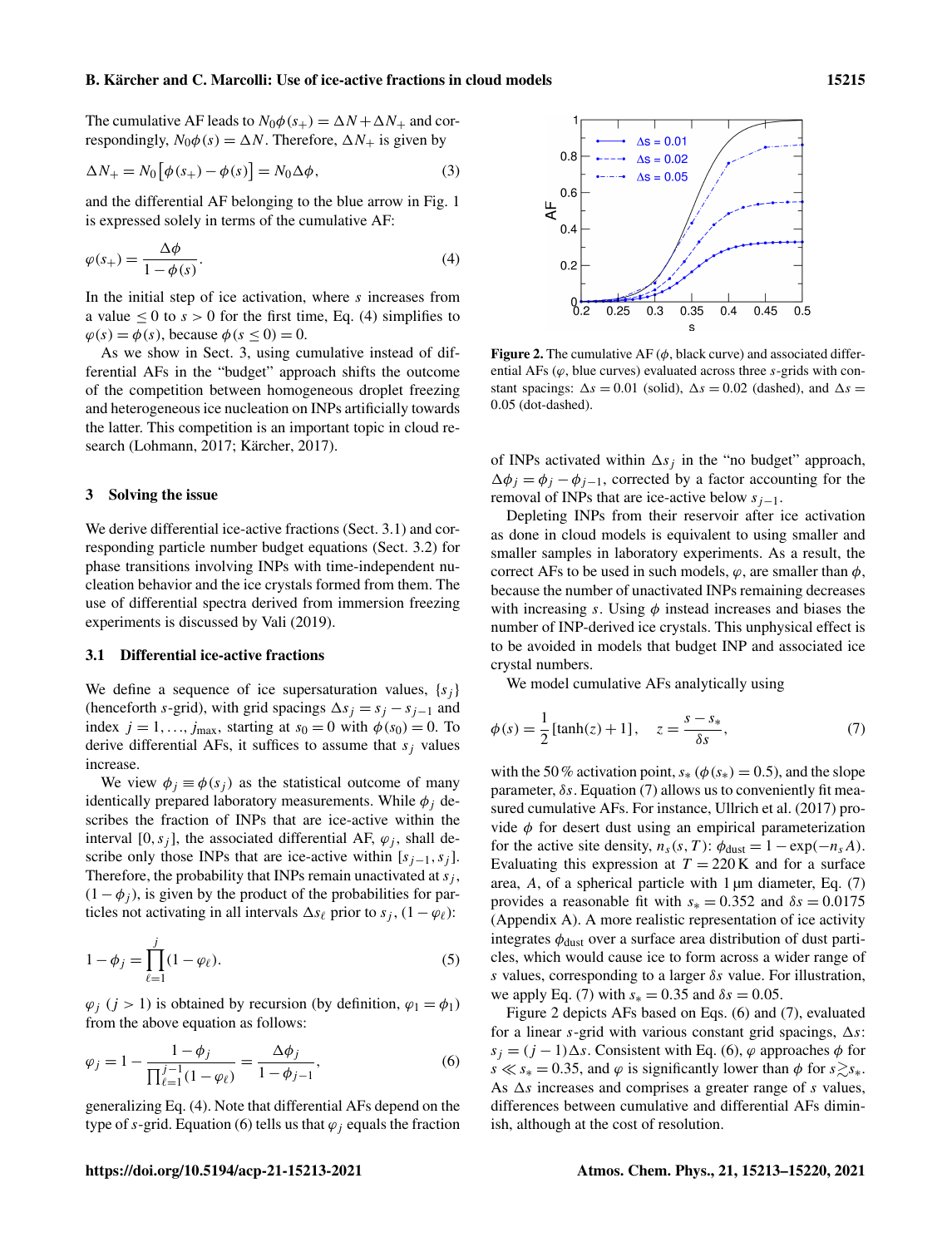The cumulative AF leads to $N_0\phi(s_+) = \Delta N + \Delta N_+$ and correspondingly, $N_0\phi(s) = \Delta N$. Therefore, $\Delta N_+$ is given by

$$\Delta N_+ = N_0\left[\phi(s_+) - \phi(s)\right] = N_0\Delta\phi, \tag{3}$$

and the differential AF belonging to the blue arrow in Fig. 1 is expressed solely in terms of the cumulative AF:

$$\varphi(s_+) = \frac{\Delta\phi}{1-\phi(s)}. \tag{4}$$

In the initial step of ice activation, where $s$ increases from a value $\leq 0$ to $s > 0$ for the first time, Eq. (4) simplifies to $\varphi(s) = \phi(s)$, because $\phi(s \leq 0) = 0$.

As we show in Sect. 3, using cumulative instead of differential AFs in the "budget" approach shifts the outcome of the competition between homogeneous droplet freezing and heterogeneous ice nucleation on INPs artificially towards the latter. This competition is an important topic in cloud research (Lohmann, 2017; Kärcher, 2017).

## 3 Solving the issue

We derive differential ice-active fractions (Sect. 3.1) and corresponding particle number budget equations (Sect. 3.2) for phase transitions involving INPs with time-independent nucleation behavior and the ice crystals formed from them. The use of differential spectra derived from immersion freezing experiments is discussed by Vali (2019).

### 3.1 Differential ice-active fractions

We define a sequence of ice supersaturation values, $\{s_j\}$ (henceforth $s$-grid), with grid spacings $\Delta s_j = s_j - s_{j-1}$ and index $j = 1, \ldots, j_{\max}$, starting at $s_0 = 0$ with $\phi(s_0) = 0$. To derive differential AFs, it suffices to assume that $s_j$ values increase.

We view $\phi_j \equiv \phi(s_j)$ as the statistical outcome of many identically prepared laboratory measurements. While $\phi_j$ describes the fraction of INPs that are ice-active within the interval $[0, s_j]$, the associated differential AF, $\varphi_j$, shall describe only those INPs that are ice-active within $[s_{j-1}, s_j]$. Therefore, the probability that INPs remain unactivated at $s_j$, $(1-\phi_j)$, is given by the product of the probabilities for particles not activating in all intervals $\Delta s_\ell$ prior to $s_j$, $(1-\varphi_\ell)$:

$$1 - \phi_j = \prod_{\ell=1}^{j}(1-\varphi_\ell). \tag{5}$$

$\varphi_j$ ($j > 1$) is obtained by recursion (by definition, $\varphi_1 = \phi_1$) from the above equation as follows:

$$\varphi_j = 1 - \frac{1-\phi_j}{\prod_{\ell=1}^{j-1}(1-\varphi_\ell)} = \frac{\Delta\phi_j}{1-\phi_{j-1}}, \tag{6}$$

generalizing Eq. (4). Note that differential AFs depend on the type of $s$-grid. Equation (6) tells us that $\varphi_j$ equals the fraction of INPs activated within $\Delta s_j$ in the "no budget" approach, $\Delta\phi_j = \phi_j - \phi_{j-1}$, corrected by a factor accounting for the removal of INPs that are ice-active below $s_{j-1}$.

Depleting INPs from their reservoir after ice activation as done in cloud models is equivalent to using smaller and smaller samples in laboratory experiments. As a result, the correct AFs to be used in such models, $\varphi$, are smaller than $\phi$, because the number of unactivated INPs remaining decreases with increasing $s$. Using $\phi$ instead increases and biases the number of INP-derived ice crystals. This unphysical effect is to be avoided in models that budget INP and associated ice crystal numbers.

We model cumulative AFs analytically using

$$\phi(s) = \frac{1}{2}\left[\tanh(z) + 1\right], \quad z = \frac{s - s_*}{\delta s}, \tag{7}$$

with the 50 % activation point, $s_*$ ($\phi(s_*) = 0.5$), and the slope parameter, $\delta s$. Equation (7) allows us to conveniently fit measured cumulative AFs. For instance, Ullrich et al. (2017) provide $\phi$ for desert dust using an empirical parameterization for the active site density, $n_s(s, T)$: $\phi_{\text{dust}} = 1 - \exp(-n_s A)$. Evaluating this expression at $T = 220$ K and for a surface area, $A$, of a spherical particle with 1 µm diameter, Eq. (7) provides a reasonable fit with $s_* = 0.352$ and $\delta s = 0.0175$ (Appendix A). A more realistic representation of ice activity integrates $\phi_{\text{dust}}$ over a surface area distribution of dust particles, which would cause ice to form across a wider range of $s$ values, corresponding to a larger $\delta s$ value. For illustration, we apply Eq. (7) with $s_* = 0.35$ and $\delta s = 0.05$.

Figure 2 depicts AFs based on Eqs. (6) and (7), evaluated for a linear $s$-grid with various constant grid spacings, $\Delta s$: $s_j = (j-1)\Delta s$. Consistent with Eq. (6), $\varphi$ approaches $\phi$ for $s \ll s_* = 0.35$, and $\varphi$ is significantly lower than $\phi$ for $s \gtrsim s_*$. As $\Delta s$ increases and comprises a greater range of $s$ values, differences between cumulative and differential AFs diminish, although at the cost of resolution.

**Figure 2.** The cumulative AF ($\phi$, black curve) and associated differential AFs ($\varphi$, blue curves) evaluated across three $s$-grids with constant spacings: $\Delta s = 0.01$ (solid), $\Delta s = 0.02$ (dashed), and $\Delta s = 0.05$ (dot-dashed).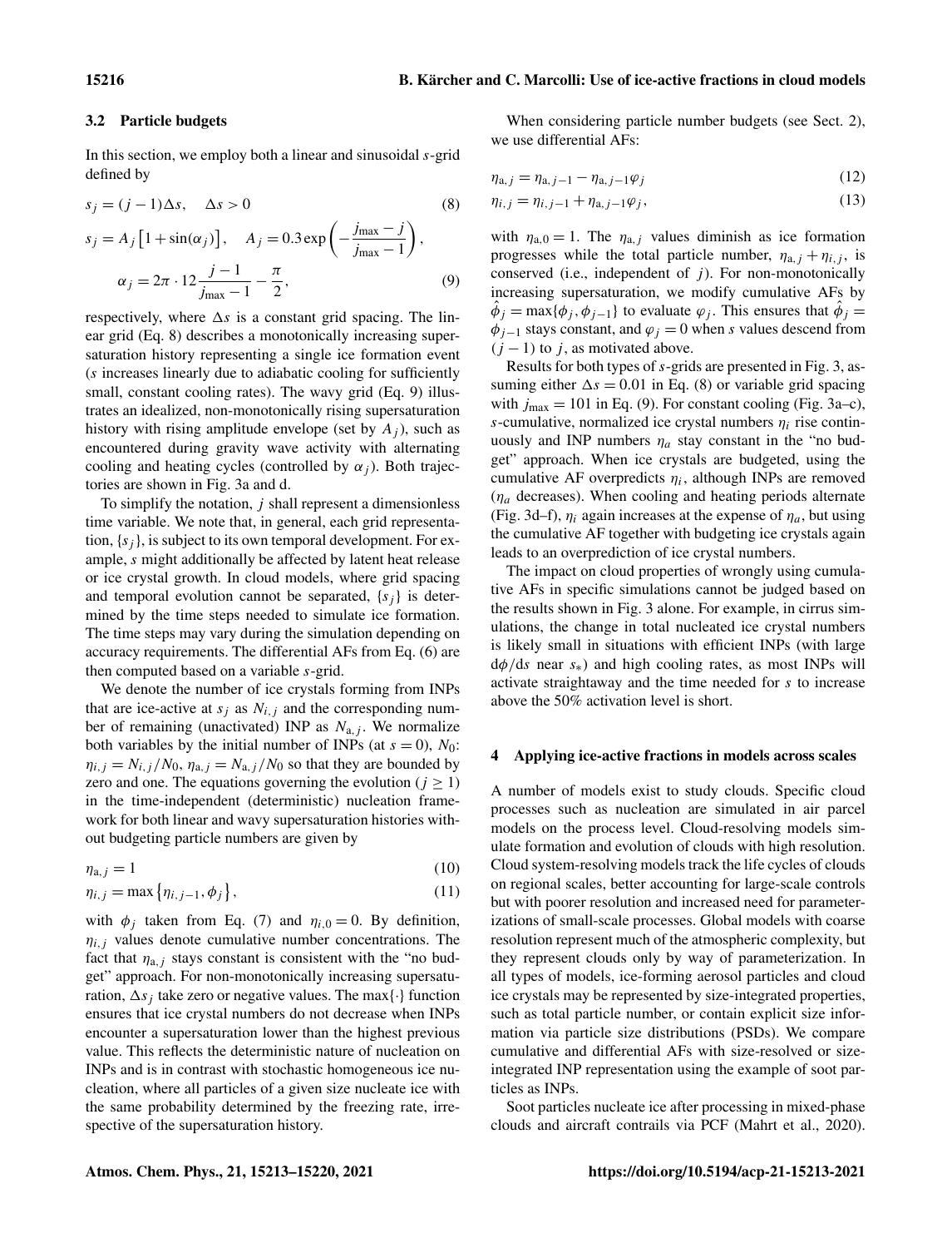### 3.2 Particle budgets

In this section, we employ both a linear and sinusoidal $s$-grid defined by

$$s_j = (j-1)\Delta s, \quad \Delta s > 0 \tag{8}$$

$$s_j = A_j\left[1+\sin(\alpha_j)\right], \quad A_j = 0.3\exp\left(-\frac{j_{\max}-j}{j_{\max}-1}\right),$$
$$\alpha_j = 2\pi\cdot 12\frac{j-1}{j_{\max}-1}-\frac{\pi}{2}, \tag{9}$$

respectively, where $\Delta s$ is a constant grid spacing. The linear grid (Eq. 8) describes a monotonically increasing supersaturation history representing a single ice formation event ($s$ increases linearly due to adiabatic cooling for sufficiently small, constant cooling rates). The wavy grid (Eq. 9) illustrates an idealized, non-monotonically rising supersaturation history with rising amplitude envelope (set by $A_j$), such as encountered during gravity wave activity with alternating cooling and heating cycles (controlled by $\alpha_j$). Both trajectories are shown in Fig. 3a and d.

To simplify the notation, $j$ shall represent a dimensionless time variable. We note that, in general, each grid representation, $\{s_j\}$, is subject to its own temporal development. For example, $s$ might additionally be affected by latent heat release or ice crystal growth. In cloud models, where grid spacing and temporal evolution cannot be separated, $\{s_j\}$ is determined by the time steps needed to simulate ice formation. The time steps may vary during the simulation depending on accuracy requirements. The differential AFs from Eq. (6) are then computed based on a variable $s$-grid.

We denote the number of ice crystals forming from INPs that are ice-active at $s_j$ as $N_{i,j}$ and the corresponding number of remaining (unactivated) INP as $N_{\mathrm{a},j}$. We normalize both variables by the initial number of INPs (at $s=0$), $N_0$: $\eta_{i,j} = N_{i,j}/N_0$, $\eta_{\mathrm{a},j} = N_{\mathrm{a},j}/N_0$ so that they are bounded by zero and one. The equations governing the evolution ($j \geq 1$) in the time-independent (deterministic) nucleation framework for both linear and wavy supersaturation histories without budgeting particle numbers are given by

$$\eta_{\mathrm{a},j} = 1 \tag{10}$$

$$\eta_{i,j} = \max\left\{\eta_{i,j-1}, \phi_j\right\}, \tag{11}$$

with $\phi_j$ taken from Eq. (7) and $\eta_{i,0} = 0$. By definition, $\eta_{i,j}$ values denote cumulative number concentrations. The fact that $\eta_{\mathrm{a},j}$ stays constant is consistent with the "no budget" approach. For non-monotonically increasing supersaturation, $\Delta s_j$ take zero or negative values. The $\max\{\cdot\}$ function ensures that ice crystal numbers do not decrease when INPs encounter a supersaturation lower than the highest previous value. This reflects the deterministic nature of nucleation on INPs and is in contrast with stochastic homogeneous ice nucleation, where all particles of a given size nucleate ice with the same probability determined by the freezing rate, irrespective of the supersaturation history.

When considering particle number budgets (see Sect. 2), we use differential AFs:

$$\eta_{\mathrm{a},j} = \eta_{\mathrm{a},j-1} - \eta_{\mathrm{a},j-1}\varphi_j \tag{12}$$

$$\eta_{i,j} = \eta_{i,j-1} + \eta_{\mathrm{a},j-1}\varphi_j, \tag{13}$$

with $\eta_{\mathrm{a},0} = 1$. The $\eta_{\mathrm{a},j}$ values diminish as ice formation progresses while the total particle number, $\eta_{\mathrm{a},j} + \eta_{i,j}$, is conserved (i.e., independent of $j$). For non-monotonically increasing supersaturation, we modify cumulative AFs by $\hat{\phi}_j = \max\{\phi_j, \phi_{j-1}\}$ to evaluate $\varphi_j$. This ensures that $\hat{\phi}_j = \phi_{j-1}$ stays constant, and $\varphi_j = 0$ when $s$ values descend from $(j-1)$ to $j$, as motivated above.

Results for both types of $s$-grids are presented in Fig. 3, assuming either $\Delta s = 0.01$ in Eq. (8) or variable grid spacing with $j_{\max} = 101$ in Eq. (9). For constant cooling (Fig. 3a–c), $s$-cumulative, normalized ice crystal numbers $\eta_i$ rise continuously and INP numbers $\eta_a$ stay constant in the "no budget" approach. When ice crystals are budgeted, using the cumulative AF overpredicts $\eta_i$, although INPs are removed ($\eta_a$ decreases). When cooling and heating periods alternate (Fig. 3d–f), $\eta_i$ again increases at the expense of $\eta_a$, but using the cumulative AF together with budgeting ice crystals again leads to an overprediction of ice crystal numbers.

The impact on cloud properties of wrongly using cumulative AFs in specific simulations cannot be judged based on the results shown in Fig. 3 alone. For example, in cirrus simulations, the change in total nucleated ice crystal numbers is likely small in situations with efficient INPs (with large $\mathrm{d}\phi/\mathrm{d}s$ near $s_*$) and high cooling rates, as most INPs will activate straightaway and the time needed for $s$ to increase above the 50% activation level is short.

## 4 Applying ice-active fractions in models across scales

A number of models exist to study clouds. Specific cloud processes such as nucleation are simulated in air parcel models on the process level. Cloud-resolving models simulate formation and evolution of clouds with high resolution. Cloud system-resolving models track the life cycles of clouds on regional scales, better accounting for large-scale controls but with poorer resolution and increased need for parameterizations of small-scale processes. Global models with coarse resolution represent much of the atmospheric complexity, but they represent clouds only by way of parameterization. In all types of models, ice-forming aerosol particles and cloud ice crystals may be represented by size-integrated properties, such as total particle number, or contain explicit size information via particle size distributions (PSDs). We compare cumulative and differential AFs with size-resolved or size-integrated INP representation using the example of soot particles as INPs.

Soot particles nucleate ice after processing in mixed-phase clouds and aircraft contrails via PCF (Mahrt et al., 2020).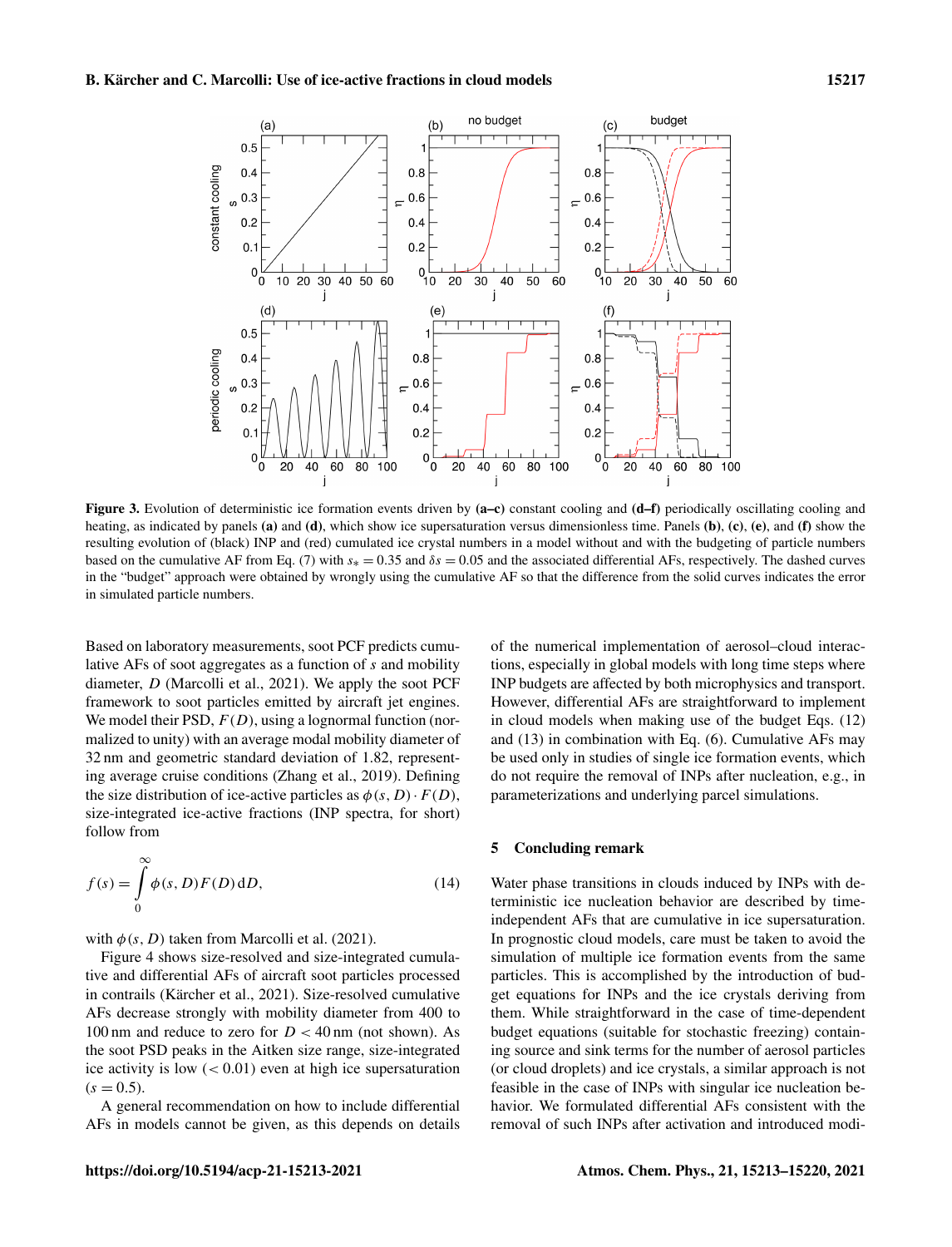**Figure 3.** Evolution of deterministic ice formation events driven by **(a–c)** constant cooling and **(d–f)** periodically oscillating cooling and heating, as indicated by panels **(a)** and **(d)**, which show ice supersaturation versus dimensionless time. Panels **(b)**, **(c)**, **(e)**, and **(f)** show the resulting evolution of (black) INP and (red) cumulated ice crystal numbers in a model without and with the budgeting of particle numbers based on the cumulative AF from Eq. (7) with $s_* = 0.35$ and $\delta s = 0.05$ and the associated differential AFs, respectively. The dashed curves in the "budget" approach were obtained by wrongly using the cumulative AF so that the difference from the solid curves indicates the error in simulated particle numbers.

Based on laboratory measurements, soot PCF predicts cumulative AFs of soot aggregates as a function of $s$ and mobility diameter, $D$ (Marcolli et al., 2021). We apply the soot PCF framework to soot particles emitted by aircraft jet engines. We model their PSD, $F(D)$, using a lognormal function (normalized to unity) with an average modal mobility diameter of 32 nm and geometric standard deviation of 1.82, representing average cruise conditions (Zhang et al., 2019). Defining the size distribution of ice-active particles as $\phi(s, D) \cdot F(D)$, size-integrated ice-active fractions (INP spectra, for short) follow from

$$f(s) = \int_0^\infty \phi(s, D) F(D) \, \mathrm{d}D, \tag{14}$$

with $\phi(s, D)$ taken from Marcolli et al. (2021).

Figure 4 shows size-resolved and size-integrated cumulative and differential AFs of aircraft soot particles processed in contrails (Kärcher et al., 2021). Size-resolved cumulative AFs decrease strongly with mobility diameter from 400 to 100 nm and reduce to zero for $D < 40$ nm (not shown). As the soot PSD peaks in the Aitken size range, size-integrated ice activity is low ($< 0.01$) even at high ice supersaturation ($s = 0.5$).

A general recommendation on how to include differential AFs in models cannot be given, as this depends on details of the numerical implementation of aerosol–cloud interactions, especially in global models with long time steps where INP budgets are affected by both microphysics and transport. However, differential AFs are straightforward to implement in cloud models when making use of the budget Eqs. (12) and (13) in combination with Eq. (6). Cumulative AFs may be used only in studies of single ice formation events, which do not require the removal of INPs after nucleation, e.g., in parameterizations and underlying parcel simulations.

## 5 Concluding remark

Water phase transitions in clouds induced by INPs with deterministic ice nucleation behavior are described by time-independent AFs that are cumulative in ice supersaturation. In prognostic cloud models, care must be taken to avoid the simulation of multiple ice formation events from the same particles. This is accomplished by the introduction of budget equations for INPs and the ice crystals deriving from them. While straightforward in the case of time-dependent budget equations (suitable for stochastic freezing) containing source and sink terms for the number of aerosol particles (or cloud droplets) and ice crystals, a similar approach is not feasible in the case of INPs with singular ice nucleation behavior. We formulated differential AFs consistent with the removal of such INPs after activation and introduced modi-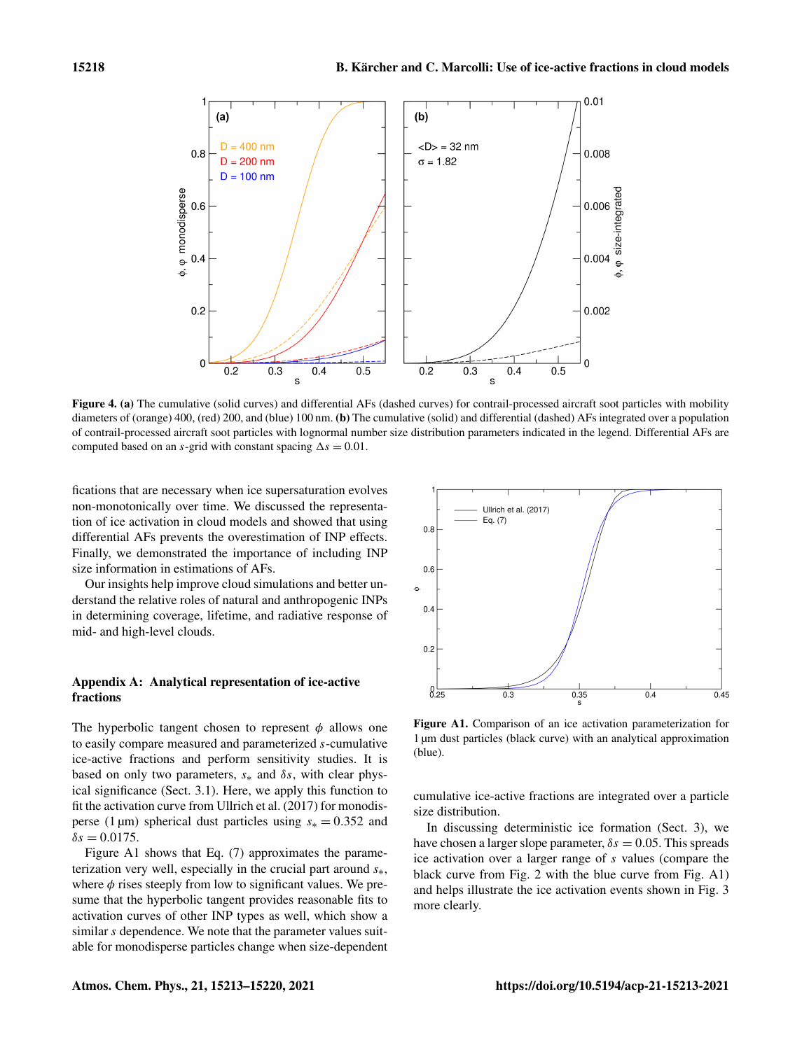Figure 4. **(a)** The cumulative (solid curves) and differential AFs (dashed curves) for contrail-processed aircraft soot particles with mobility diameters of (orange) 400, (red) 200, and (blue) 100 nm. **(b)** The cumulative (solid) and differential (dashed) AFs integrated over a population of contrail-processed aircraft soot particles with lognormal number size distribution parameters indicated in the legend. Differential AFs are computed based on an $s$-grid with constant spacing $\Delta s = 0.01$.

fications that are necessary when ice supersaturation evolves non-monotonically over time. We discussed the representation of ice activation in cloud models and showed that using differential AFs prevents the overestimation of INP effects. Finally, we demonstrated the importance of including INP size information in estimations of AFs.

Our insights help improve cloud simulations and better understand the relative roles of natural and anthropogenic INPs in determining coverage, lifetime, and radiative response of mid- and high-level clouds.

## Appendix A: Analytical representation of ice-active fractions

The hyperbolic tangent chosen to represent $\phi$ allows one to easily compare measured and parameterized $s$-cumulative ice-active fractions and perform sensitivity studies. It is based on only two parameters, $s_*$ and $\delta s$, with clear physical significance (Sect. 3.1). Here, we apply this function to fit the activation curve from Ullrich et al. (2017) for monodisperse (1 µm) spherical dust particles using $s_* = 0.352$ and $\delta s = 0.0175$.

Figure A1 shows that Eq. (7) approximates the parameterization very well, especially in the crucial part around $s_*$, where $\phi$ rises steeply from low to significant values. We presume that the hyperbolic tangent provides reasonable fits to activation curves of other INP types as well, which show a similar $s$ dependence. We note that the parameter values suitable for monodisperse particles change when size-dependent cumulative ice-active fractions are integrated over a particle size distribution.

Figure A1. Comparison of an ice activation parameterization for 1 µm dust particles (black curve) with an analytical approximation (blue).

In discussing deterministic ice formation (Sect. 3), we have chosen a larger slope parameter, $\delta s = 0.05$. This spreads ice activation over a larger range of $s$ values (compare the black curve from Fig. 2 with the blue curve from Fig. A1) and helps illustrate the ice activation events shown in Fig. 3 more clearly.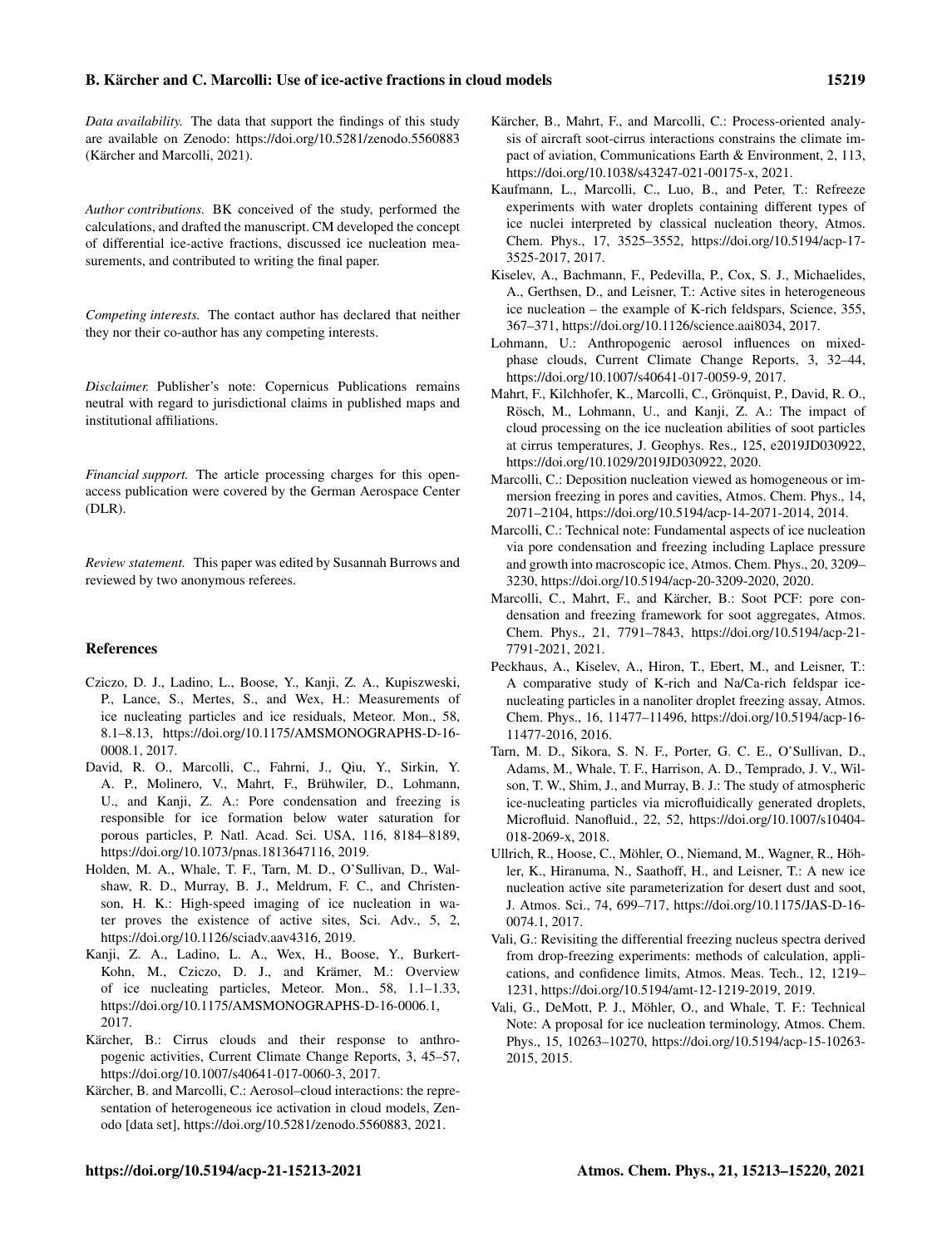*Data availability.* The data that support the findings of this study are available on Zenodo: https://doi.org/10.5281/zenodo.5560883 (Kärcher and Marcolli, 2021).

*Author contributions.* BK conceived of the study, performed the calculations, and drafted the manuscript. CM developed the concept of differential ice-active fractions, discussed ice nucleation measurements, and contributed to writing the final paper.

*Competing interests.* The contact author has declared that neither they nor their co-author has any competing interests.

*Disclaimer.* Publisher's note: Copernicus Publications remains neutral with regard to jurisdictional claims in published maps and institutional affiliations.

*Financial support.* The article processing charges for this open-access publication were covered by the German Aerospace Center (DLR).

*Review statement.* This paper was edited by Susannah Burrows and reviewed by two anonymous referees.

## References

Cziczo, D. J., Ladino, L., Boose, Y., Kanji, Z. A., Kupiszweski, P., Lance, S., Mertes, S., and Wex, H.: Measurements of ice nucleating particles and ice residuals, Meteor. Mon., 58, 8.1–8.13, https://doi.org/10.1175/AMSMONOGRAPHS-D-16-0008.1, 2017.

David, R. O., Marcolli, C., Fahrni, J., Qiu, Y., Sirkin, Y. A. P., Molinero, V., Mahrt, F., Brühwiler, D., Lohmann, U., and Kanji, Z. A.: Pore condensation and freezing is responsible for ice formation below water saturation for porous particles, P. Natl. Acad. Sci. USA, 116, 8184–8189, https://doi.org/10.1073/pnas.1813647116, 2019.

Holden, M. A., Whale, T. F., Tarn, M. D., O'Sullivan, D., Walshaw, R. D., Murray, B. J., Meldrum, F. C., and Christenson, H. K.: High-speed imaging of ice nucleation in water proves the existence of active sites, Sci. Adv., 5, 2, https://doi.org/10.1126/sciadv.aav4316, 2019.

Kanji, Z. A., Ladino, L. A., Wex, H., Boose, Y., Burkert-Kohn, M., Cziczo, D. J., and Krämer, M.: Overview of ice nucleating particles, Meteor. Mon., 58, 1.1–1.33, https://doi.org/10.1175/AMSMONOGRAPHS-D-16-0006.1, 2017.

Kärcher, B.: Cirrus clouds and their response to anthropogenic activities, Current Climate Change Reports, 3, 45–57, https://doi.org/10.1007/s40641-017-0060-3, 2017.

Kärcher, B. and Marcolli, C.: Aerosol–cloud interactions: the representation of heterogeneous ice activation in cloud models, Zenodo [data set], https://doi.org/10.5281/zenodo.5560883, 2021.

Kärcher, B., Mahrt, F., and Marcolli, C.: Process-oriented analysis of aircraft soot-cirrus interactions constrains the climate impact of aviation, Communications Earth & Environment, 2, 113, https://doi.org/10.1038/s43247-021-00175-x, 2021.

Kaufmann, L., Marcolli, C., Luo, B., and Peter, T.: Refreeze experiments with water droplets containing different types of ice nuclei interpreted by classical nucleation theory, Atmos. Chem. Phys., 17, 3525–3552, https://doi.org/10.5194/acp-17-3525-2017, 2017.

Kiselev, A., Bachmann, F., Pedevilla, P., Cox, S. J., Michaelides, A., Gerthsen, D., and Leisner, T.: Active sites in heterogeneous ice nucleation – the example of K-rich feldspars, Science, 355, 367–371, https://doi.org/10.1126/science.aai8034, 2017.

Lohmann, U.: Anthropogenic aerosol influences on mixed-phase clouds, Current Climate Change Reports, 3, 32–44, https://doi.org/10.1007/s40641-017-0059-9, 2017.

Mahrt, F., Kilchhofer, K., Marcolli, C., Grönquist, P., David, R. O., Rösch, M., Lohmann, U., and Kanji, Z. A.: The impact of cloud processing on the ice nucleation abilities of soot particles at cirrus temperatures, J. Geophys. Res., 125, e2019JD030922, https://doi.org/10.1029/2019JD030922, 2020.

Marcolli, C.: Deposition nucleation viewed as homogeneous or immersion freezing in pores and cavities, Atmos. Chem. Phys., 14, 2071–2104, https://doi.org/10.5194/acp-14-2071-2014, 2014.

Marcolli, C.: Technical note: Fundamental aspects of ice nucleation via pore condensation and freezing including Laplace pressure and growth into macroscopic ice, Atmos. Chem. Phys., 20, 3209–3230, https://doi.org/10.5194/acp-20-3209-2020, 2020.

Marcolli, C., Mahrt, F., and Kärcher, B.: Soot PCF: pore condensation and freezing framework for soot aggregates, Atmos. Chem. Phys., 21, 7791–7843, https://doi.org/10.5194/acp-21-7791-2021, 2021.

Peckhaus, A., Kiselev, A., Hiron, T., Ebert, M., and Leisner, T.: A comparative study of K-rich and Na/Ca-rich feldspar ice-nucleating particles in a nanoliter droplet freezing assay, Atmos. Chem. Phys., 16, 11477–11496, https://doi.org/10.5194/acp-16-11477-2016, 2016.

Tarn, M. D., Sikora, S. N. F., Porter, G. C. E., O'Sullivan, D., Adams, M., Whale, T. F., Harrison, A. D., Temprado, J. V., Wilson, T. W., Shim, J., and Murray, B. J.: The study of atmospheric ice-nucleating particles via microfluidically generated droplets, Microfluid. Nanofluid., 22, 52, https://doi.org/10.1007/s10404-018-2069-x, 2018.

Ullrich, R., Hoose, C., Möhler, O., Niemand, M., Wagner, R., Höhler, K., Hiranuma, N., Saathoff, H., and Leisner, T.: A new ice nucleation active site parameterization for desert dust and soot, J. Atmos. Sci., 74, 699–717, https://doi.org/10.1175/JAS-D-16-0074.1, 2017.

Vali, G.: Revisiting the differential freezing nucleus spectra derived from drop-freezing experiments: methods of calculation, applications, and confidence limits, Atmos. Meas. Tech., 12, 1219–1231, https://doi.org/10.5194/amt-12-1219-2019, 2019.

Vali, G., DeMott, P. J., Möhler, O., and Whale, T. F.: Technical Note: A proposal for ice nucleation terminology, Atmos. Chem. Phys., 15, 10263–10270, https://doi.org/10.5194/acp-15-10263-2015, 2015.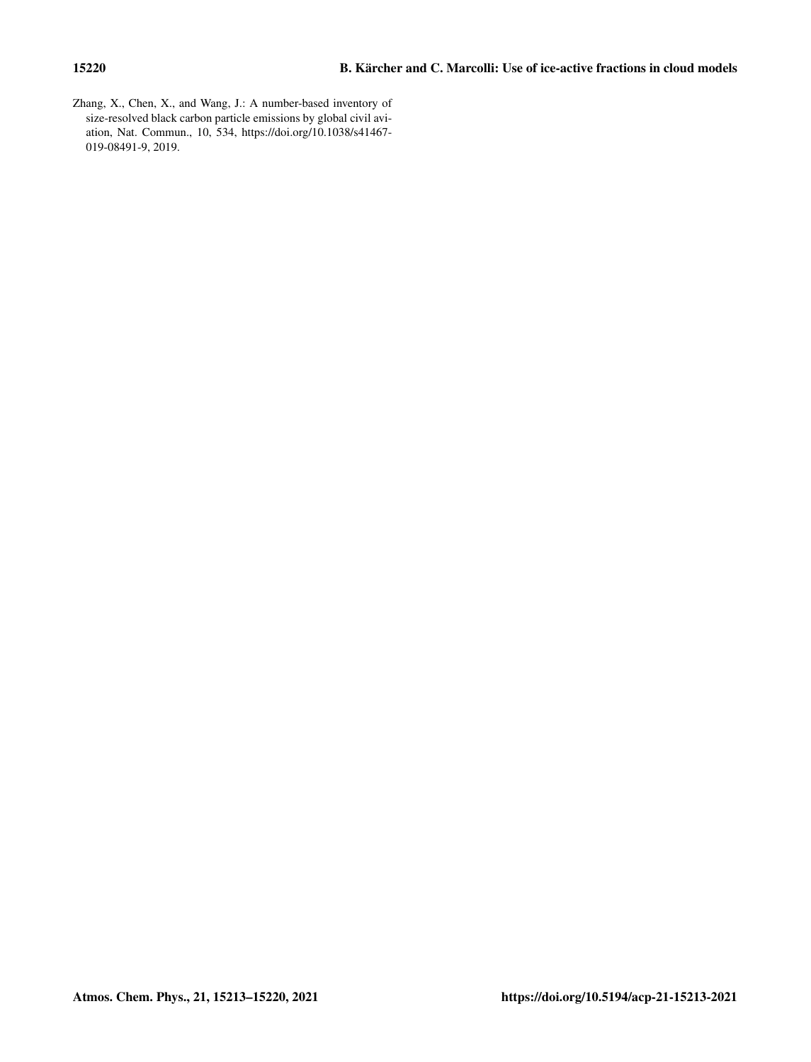Zhang, X., Chen, X., and Wang, J.: A number-based inventory of size-resolved black carbon particle emissions by global civil aviation, Nat. Commun., 10, 534, https://doi.org/10.1038/s41467-019-08491-9, 2019.